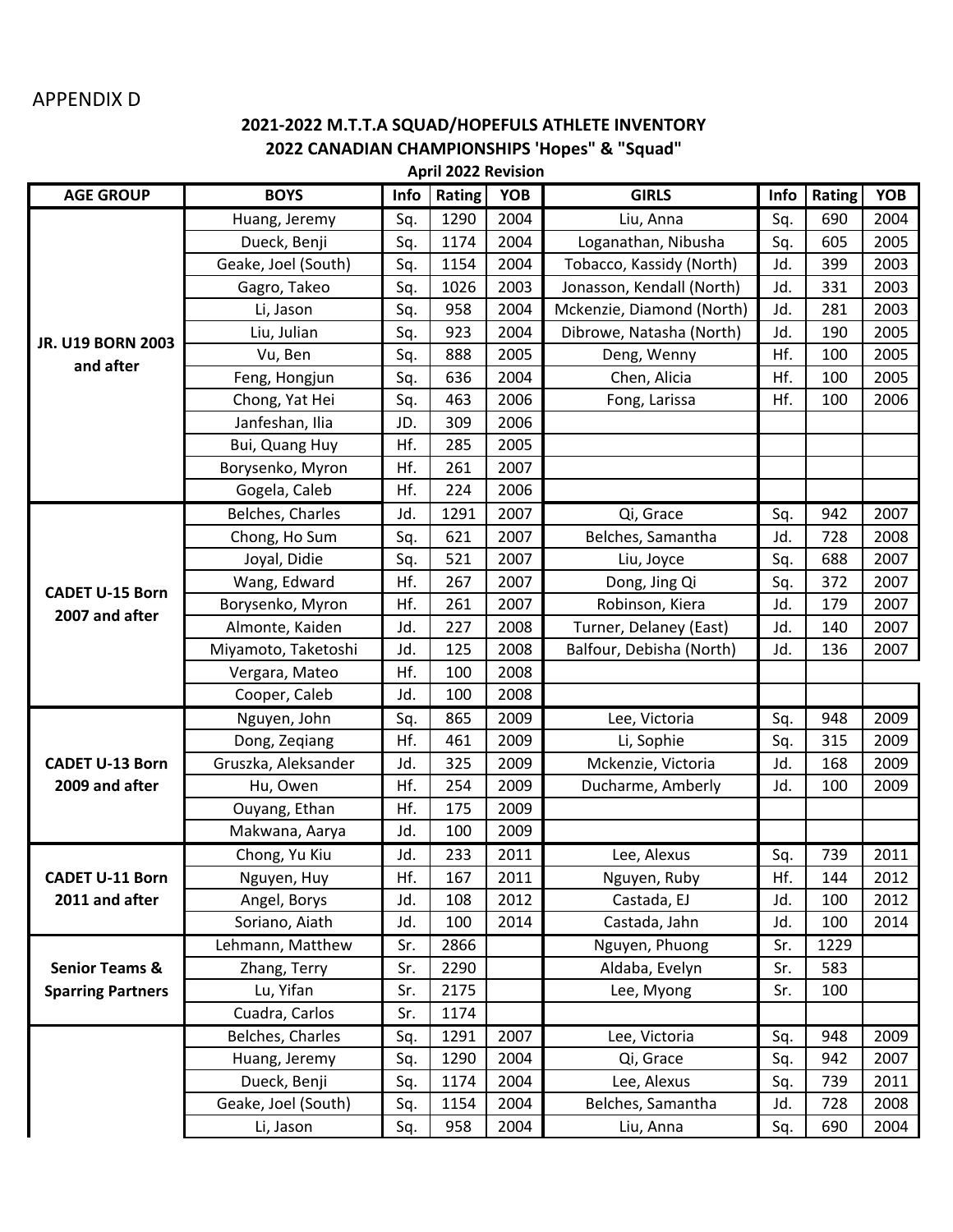APPENDIX D

## 2021-2022 M.T.T.A SQUAD/HOPEFULS ATHLETE INVENTORY

## 2022 CANADIAN CHAMPIONSHIPS 'Hopes" & "Squad"

**April 2022 Revision**

| AGE GROUP | BOYS | Info | Rating | YOB | GIRLS | Info | Rating | YOB |
|---|---|---|---|---|---|---|---|---|
| JR. U19 BORN 2003 and after | Huang, Jeremy | Sq. | 1290 | 2004 | Liu, Anna | Sq. | 690 | 2004 |
| | Dueck, Benji | Sq. | 1174 | 2004 | Loganathan, Nibusha | Sq. | 605 | 2005 |
| | Geake, Joel (South) | Sq. | 1154 | 2004 | Tobacco, Kassidy (North) | Jd. | 399 | 2003 |
| | Gagro, Takeo | Sq. | 1026 | 2003 | Jonasson, Kendall (North) | Jd. | 331 | 2003 |
| | Li, Jason | Sq. | 958 | 2004 | Mckenzie, Diamond (North) | Jd. | 281 | 2003 |
| | Liu, Julian | Sq. | 923 | 2004 | Dibrowe, Natasha (North) | Jd. | 190 | 2005 |
| | Vu, Ben | Sq. | 888 | 2005 | Deng, Wenny | Hf. | 100 | 2005 |
| | Feng, Hongjun | Sq. | 636 | 2004 | Chen, Alicia | Hf. | 100 | 2005 |
| | Chong, Yat Hei | Sq. | 463 | 2006 | Fong, Larissa | Hf. | 100 | 2006 |
| | Janfeshan, Ilia | JD. | 309 | 2006 | | | | |
| | Bui, Quang Huy | Hf. | 285 | 2005 | | | | |
| | Borysenko, Myron | Hf. | 261 | 2007 | | | | |
| | Gogela, Caleb | Hf. | 224 | 2006 | | | | |
| CADET U-15 Born 2007 and after | Belches, Charles | Jd. | 1291 | 2007 | Qi, Grace | Sq. | 942 | 2007 |
| | Chong, Ho Sum | Sq. | 621 | 2007 | Belches, Samantha | Jd. | 728 | 2008 |
| | Joyal, Didie | Sq. | 521 | 2007 | Liu, Joyce | Sq. | 688 | 2007 |
| | Wang, Edward | Hf. | 267 | 2007 | Dong, Jing Qi | Sq. | 372 | 2007 |
| | Borysenko, Myron | Hf. | 261 | 2007 | Robinson, Kiera | Jd. | 179 | 2007 |
| | Almonte, Kaiden | Jd. | 227 | 2008 | Turner, Delaney (East) | Jd. | 140 | 2007 |
| | Miyamoto, Taketoshi | Jd. | 125 | 2008 | Balfour, Debisha (North) | Jd. | 136 | 2007 |
| | Vergara, Mateo | Hf. | 100 | 2008 | | | | |
| | Cooper, Caleb | Jd. | 100 | 2008 | | | | |
| CADET U-13 Born 2009 and after | Nguyen, John | Sq. | 865 | 2009 | Lee, Victoria | Sq. | 948 | 2009 |
| | Dong, Zeqiang | Hf. | 461 | 2009 | Li, Sophie | Sq. | 315 | 2009 |
| | Gruszka, Aleksander | Jd. | 325 | 2009 | Mckenzie, Victoria | Jd. | 168 | 2009 |
| | Hu, Owen | Hf. | 254 | 2009 | Ducharme, Amberly | Jd. | 100 | 2009 |
| | Ouyang, Ethan | Hf. | 175 | 2009 | | | | |
| | Makwana, Aarya | Jd. | 100 | 2009 | | | | |
| CADET U-11 Born 2011 and after | Chong, Yu Kiu | Jd. | 233 | 2011 | Lee, Alexus | Sq. | 739 | 2011 |
| | Nguyen, Huy | Hf. | 167 | 2011 | Nguyen, Ruby | Hf. | 144 | 2012 |
| | Angel, Borys | Jd. | 108 | 2012 | Castada, EJ | Jd. | 100 | 2012 |
| | Soriano, Aiath | Jd. | 100 | 2014 | Castada, Jahn | Jd. | 100 | 2014 |
| Senior Teams & Sparring Partners | Lehmann, Matthew | Sr. | 2866 | | Nguyen, Phuong | Sr. | 1229 | |
| | Zhang, Terry | Sr. | 2290 | | Aldaba, Evelyn | Sr. | 583 | |
| | Lu, Yifan | Sr. | 2175 | | Lee, Myong | Sr. | 100 | |
| | Cuadra, Carlos | Sr. | 1174 | | | | | |
| | Belches, Charles | Sq. | 1291 | 2007 | Lee, Victoria | Sq. | 948 | 2009 |
| | Huang, Jeremy | Sq. | 1290 | 2004 | Qi, Grace | Sq. | 942 | 2007 |
| | Dueck, Benji | Sq. | 1174 | 2004 | Lee, Alexus | Sq. | 739 | 2011 |
| | Geake, Joel (South) | Sq. | 1154 | 2004 | Belches, Samantha | Jd. | 728 | 2008 |
| | Li, Jason | Sq. | 958 | 2004 | Liu, Anna | Sq. | 690 | 2004 |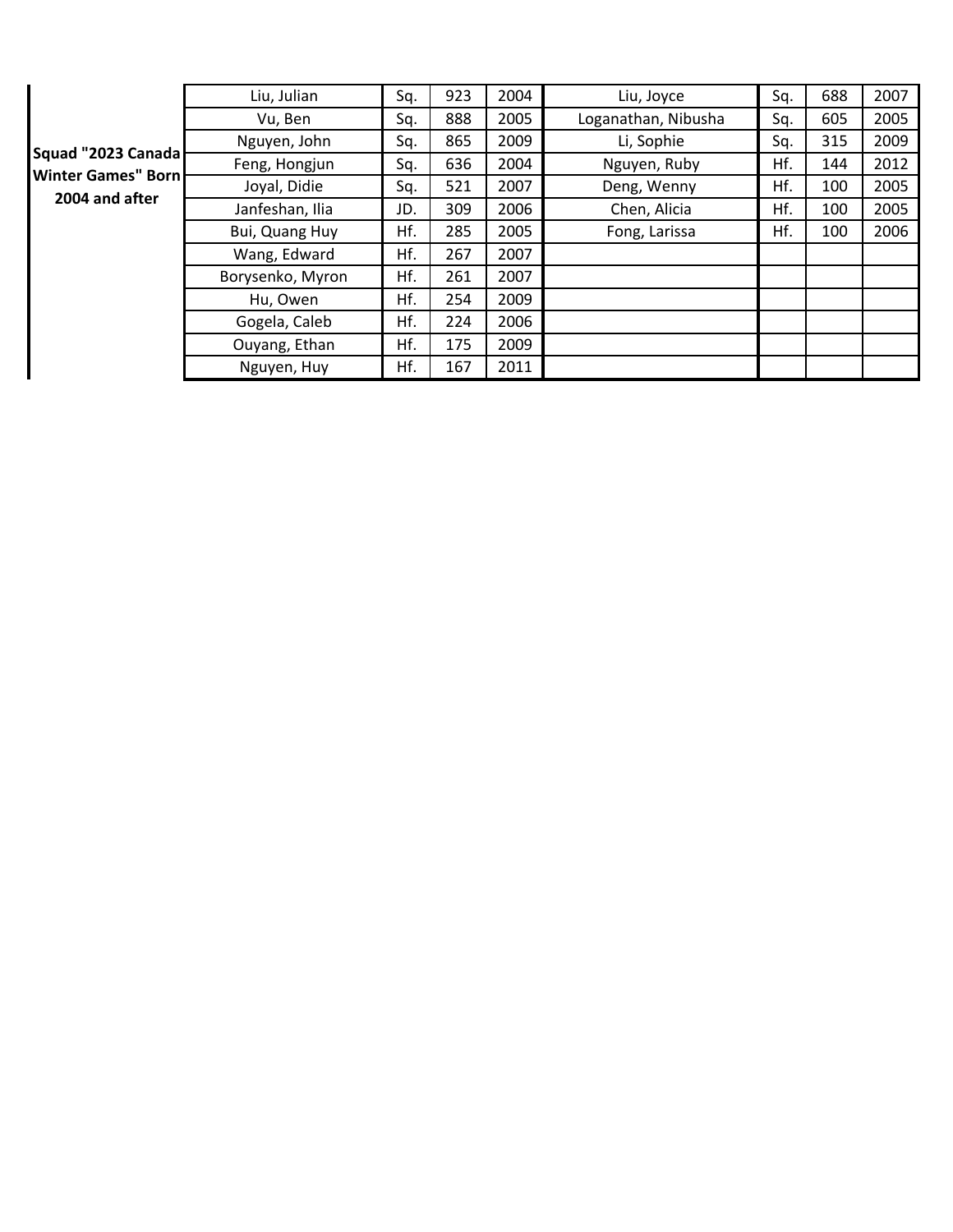| | | | | | | | | |
|---|---|---|---|---|---|---|---|---|
| **Squad "2023 Canada Winter Games" Born 2004 and after** | Liu, Julian | Sq. | 923 | 2004 | Liu, Joyce | Sq. | 688 | 2007 |
| | Vu, Ben | Sq. | 888 | 2005 | Loganathan, Nibusha | Sq. | 605 | 2005 |
| | Nguyen, John | Sq. | 865 | 2009 | Li, Sophie | Sq. | 315 | 2009 |
| | Feng, Hongjun | Sq. | 636 | 2004 | Nguyen, Ruby | Hf. | 144 | 2012 |
| | Joyal, Didie | Sq. | 521 | 2007 | Deng, Wenny | Hf. | 100 | 2005 |
| | Janfeshan, Ilia | JD. | 309 | 2006 | Chen, Alicia | Hf. | 100 | 2005 |
| | Bui, Quang Huy | Hf. | 285 | 2005 | Fong, Larissa | Hf. | 100 | 2006 |
| | Wang, Edward | Hf. | 267 | 2007 | | | | |
| | Borysenko, Myron | Hf. | 261 | 2007 | | | | |
| | Hu, Owen | Hf. | 254 | 2009 | | | | |
| | Gogela, Caleb | Hf. | 224 | 2006 | | | | |
| | Ouyang, Ethan | Hf. | 175 | 2009 | | | | |
| | Nguyen, Huy | Hf. | 167 | 2011 | | | | |